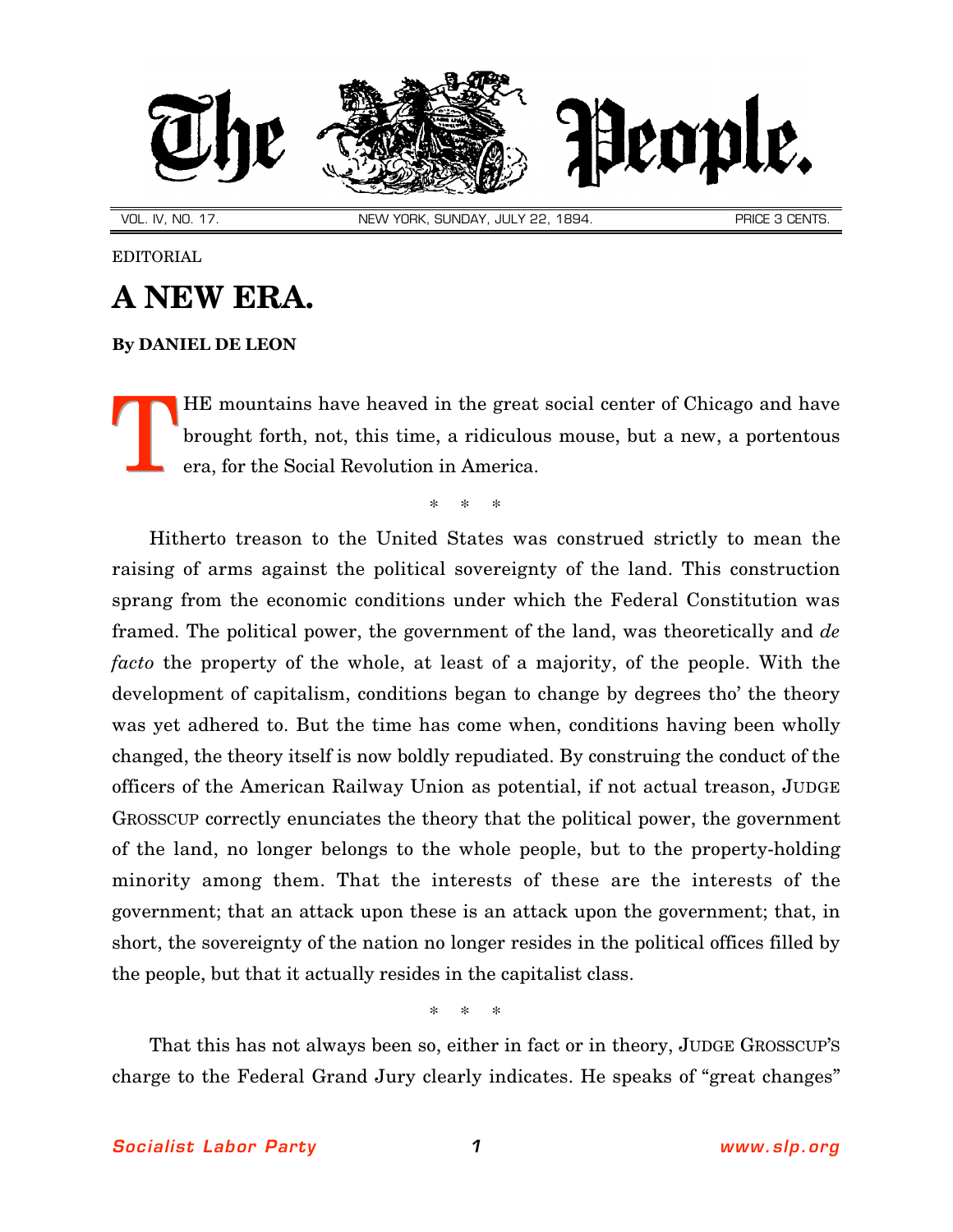# The People.

VOL. IV, NO. 17. NEW YORK, SUNDAY, JULY 22, 1894. PRICE 3 CENTS.

EDITORIAL

## A NEW ERA.

**By DANIEL DE LEON**

THE mountains have heaved in the great social center of Chicago and have brought forth, not, this time, a ridiculous mouse, but a new, a portentous era, for the Social Revolution in America.

\* \* \*

Hitherto treason to the United States was construed strictly to mean the raising of arms against the political sovereignty of the land. This construction sprang from the economic conditions under which the Federal Constitution was framed. The political power, the government of the land, was theoretically and *de facto* the property of the whole, at least of a majority, of the people. With the development of capitalism, conditions began to change by degrees tho' the theory was yet adhered to. But the time has come when, conditions having been wholly changed, the theory itself is now boldly repudiated. By construing the conduct of the officers of the American Railway Union as potential, if not actual treason, JUDGE GROSSCUP correctly enunciates the theory that the political power, the government of the land, no longer belongs to the whole people, but to the property-holding minority among them. That the interests of these are the interests of the government; that an attack upon these is an attack upon the government; that, in short, the sovereignty of the nation no longer resides in the political offices filled by the people, but that it actually resides in the capitalist class.

\* \* \*

That this has not always been so, either in fact or in theory, JUDGE GROSSCUP'S charge to the Federal Grand Jury clearly indicates. He speaks of "great changes"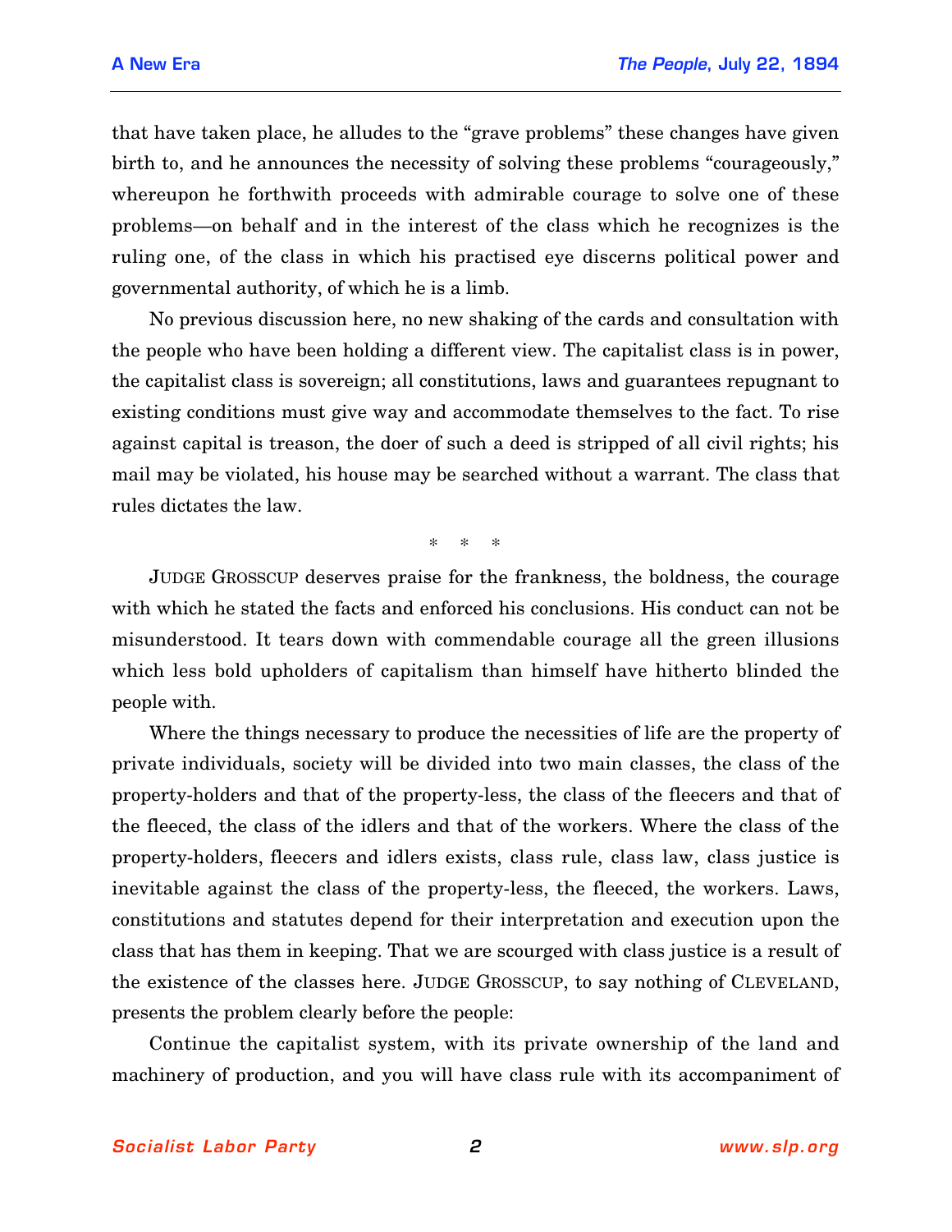that have taken place, he alludes to the "grave problems" these changes have given birth to, and he announces the necessity of solving these problems "courageously," whereupon he forthwith proceeds with admirable courage to solve one of these problems—on behalf and in the interest of the class which he recognizes is the ruling one, of the class in which his practised eye discerns political power and governmental authority, of which he is a limb.

No previous discussion here, no new shaking of the cards and consultation with the people who have been holding a different view. The capitalist class is in power, the capitalist class is sovereign; all constitutions, laws and guarantees repugnant to existing conditions must give way and accommodate themselves to the fact. To rise against capital is treason, the doer of such a deed is stripped of all civil rights; his mail may be violated, his house may be searched without a warrant. The class that rules dictates the law.

\* \* \*

JUDGE GROSSCUP deserves praise for the frankness, the boldness, the courage with which he stated the facts and enforced his conclusions. His conduct can not be misunderstood. It tears down with commendable courage all the green illusions which less bold upholders of capitalism than himself have hitherto blinded the people with.

Where the things necessary to produce the necessities of life are the property of private individuals, society will be divided into two main classes, the class of the property-holders and that of the property-less, the class of the fleecers and that of the fleeced, the class of the idlers and that of the workers. Where the class of the property-holders, fleecers and idlers exists, class rule, class law, class justice is inevitable against the class of the property-less, the fleeced, the workers. Laws, constitutions and statutes depend for their interpretation and execution upon the class that has them in keeping. That we are scourged with class justice is a result of the existence of the classes here. JUDGE GROSSCUP, to say nothing of CLEVELAND, presents the problem clearly before the people:

Continue the capitalist system, with its private ownership of the land and machinery of production, and you will have class rule with its accompaniment of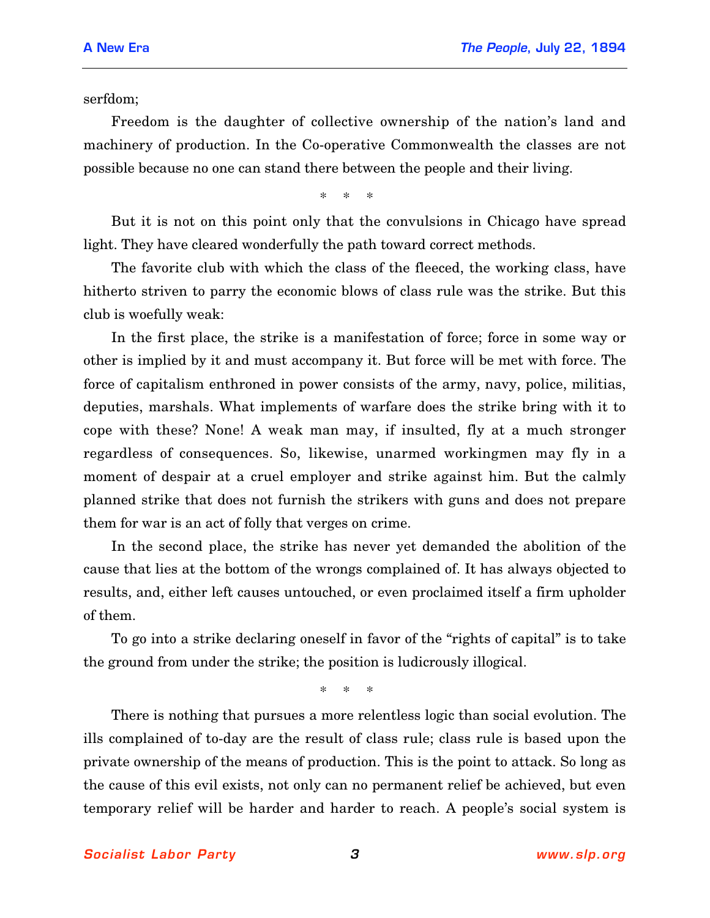serfdom;

Freedom is the daughter of collective ownership of the nation's land and machinery of production. In the Co-operative Commonwealth the classes are not possible because no one can stand there between the people and their living.

\*  \*  \*

But it is not on this point only that the convulsions in Chicago have spread light. They have cleared wonderfully the path toward correct methods.

The favorite club with which the class of the fleeced, the working class, have hitherto striven to parry the economic blows of class rule was the strike. But this club is woefully weak:

In the first place, the strike is a manifestation of force; force in some way or other is implied by it and must accompany it. But force will be met with force. The force of capitalism enthroned in power consists of the army, navy, police, militias, deputies, marshals. What implements of warfare does the strike bring with it to cope with these? None! A weak man may, if insulted, fly at a much stronger regardless of consequences. So, likewise, unarmed workingmen may fly in a moment of despair at a cruel employer and strike against him. But the calmly planned strike that does not furnish the strikers with guns and does not prepare them for war is an act of folly that verges on crime.

In the second place, the strike has never yet demanded the abolition of the cause that lies at the bottom of the wrongs complained of. It has always objected to results, and, either left causes untouched, or even proclaimed itself a firm upholder of them.

To go into a strike declaring oneself in favor of the "rights of capital" is to take the ground from under the strike; the position is ludicrously illogical.

\*  \*  \*

There is nothing that pursues a more relentless logic than social evolution. The ills complained of to-day are the result of class rule; class rule is based upon the private ownership of the means of production. This is the point to attack. So long as the cause of this evil exists, not only can no permanent relief be achieved, but even temporary relief will be harder and harder to reach. A people's social system is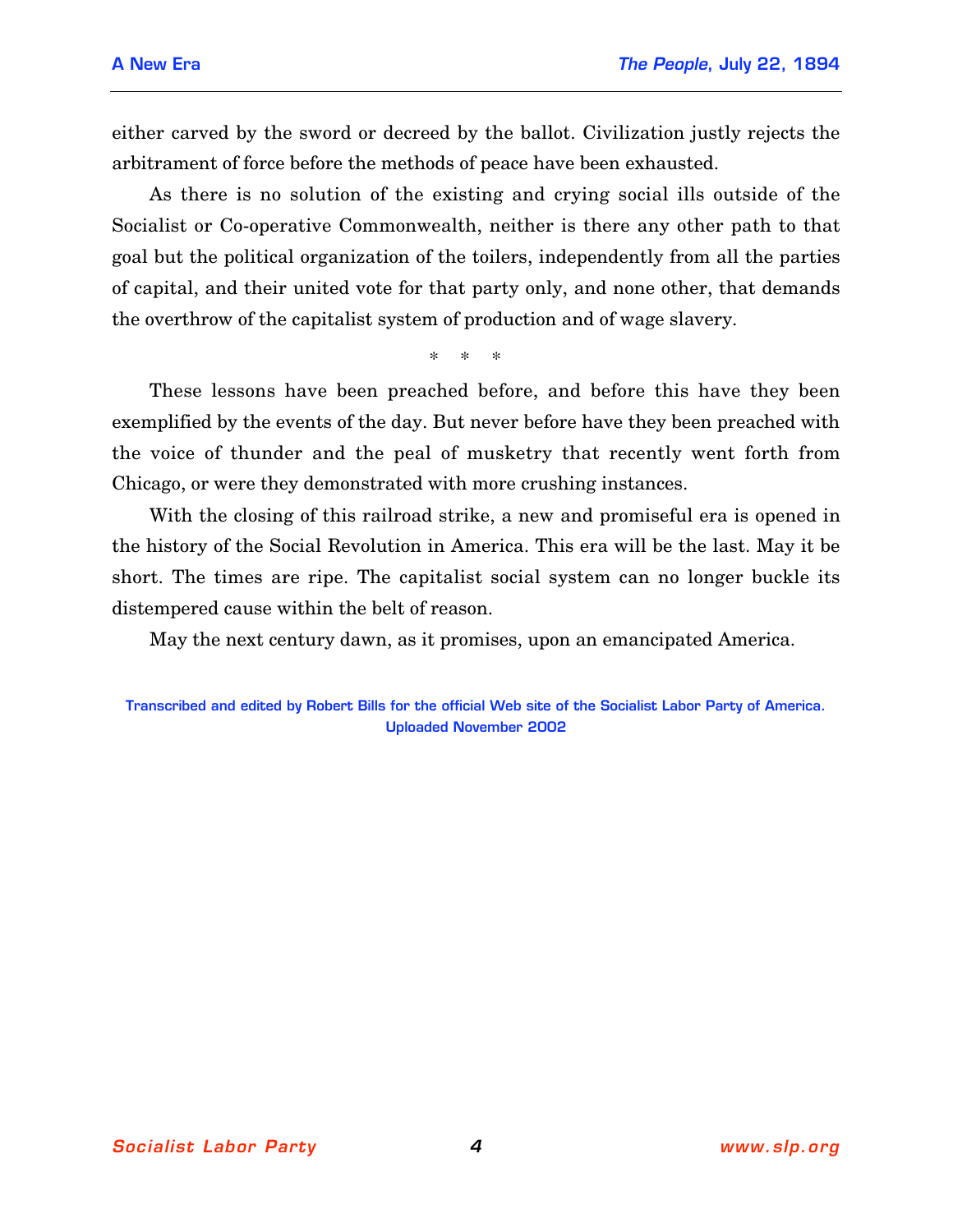either carved by the sword or decreed by the ballot. Civilization justly rejects the arbitrament of force before the methods of peace have been exhausted.

As there is no solution of the existing and crying social ills outside of the Socialist or Co-operative Commonwealth, neither is there any other path to that goal but the political organization of the toilers, independently from all the parties of capital, and their united vote for that party only, and none other, that demands the overthrow of the capitalist system of production and of wage slavery.

\*  \*  \*

These lessons have been preached before, and before this have they been exemplified by the events of the day. But never before have they been preached with the voice of thunder and the peal of musketry that recently went forth from Chicago, or were they demonstrated with more crushing instances.

With the closing of this railroad strike, a new and promiseful era is opened in the history of the Social Revolution in America. This era will be the last. May it be short. The times are ripe. The capitalist social system can no longer buckle its distempered cause within the belt of reason.

May the next century dawn, as it promises, upon an emancipated America.

Transcribed and edited by Robert Bills for the official Web site of the Socialist Labor Party of America.
Uploaded November 2002